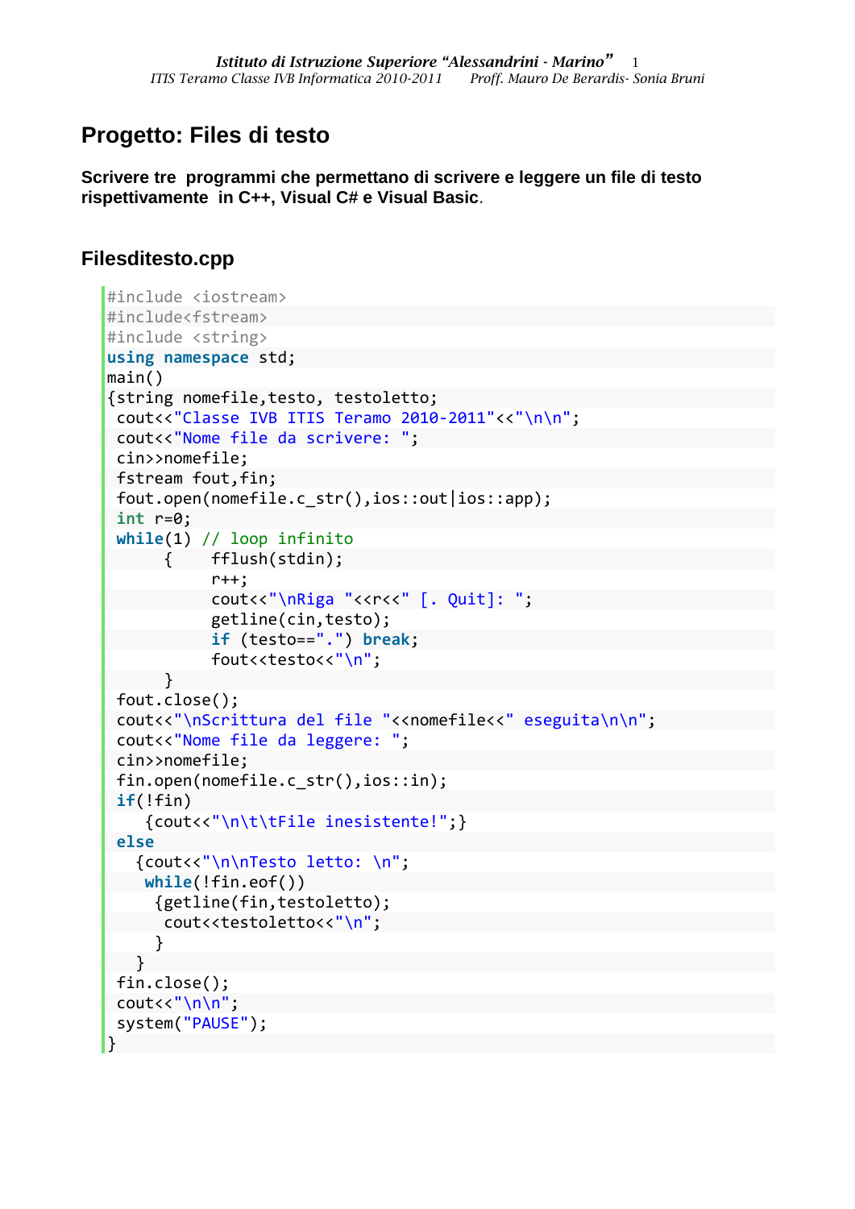# Progetto: Files di testo

**Scrivere tre programmi che permettano di scrivere e leggere un file di testo rispettivamente in C++, Visual C# e Visual Basic**.

## Filesditesto.cpp

```
#include <iostream>
#include<fstream>
#include <string>
using namespace std;
main()
{string nomefile,testo, testoletto;
 cout<<"Classe IVB ITIS Teramo 2010-2011"<<"\n\n";
 cout<<"Nome file da scrivere: ";
 cin>>nomefile;
 fstream fout,fin;
 fout.open(nomefile.c_str(),ios::out|ios::app);
 int r=0;
 while(1) // loop infinito
      {    fflush(stdin);
           r++;
           cout<<"\nRiga "<<r<<" [. Quit]: ";
           getline(cin,testo);
           if (testo==".") break;
           fout<<testo<<"\n";
      }
 fout.close();
 cout<<"\nScrittura del file "<<nomefile<<" eseguita\n\n";
 cout<<"Nome file da leggere: ";
 cin>>nomefile;
 fin.open(nomefile.c_str(),ios::in);
 if(!fin)
    {cout<<"\n\t\tFile inesistente!";}
 else
   {cout<<"\n\nTesto letto: \n";
    while(!fin.eof())
     {getline(fin,testoletto);
      cout<<testoletto<<"\n";
     }
   }
 fin.close();
 cout<<"\n\n";
 system("PAUSE");
}
```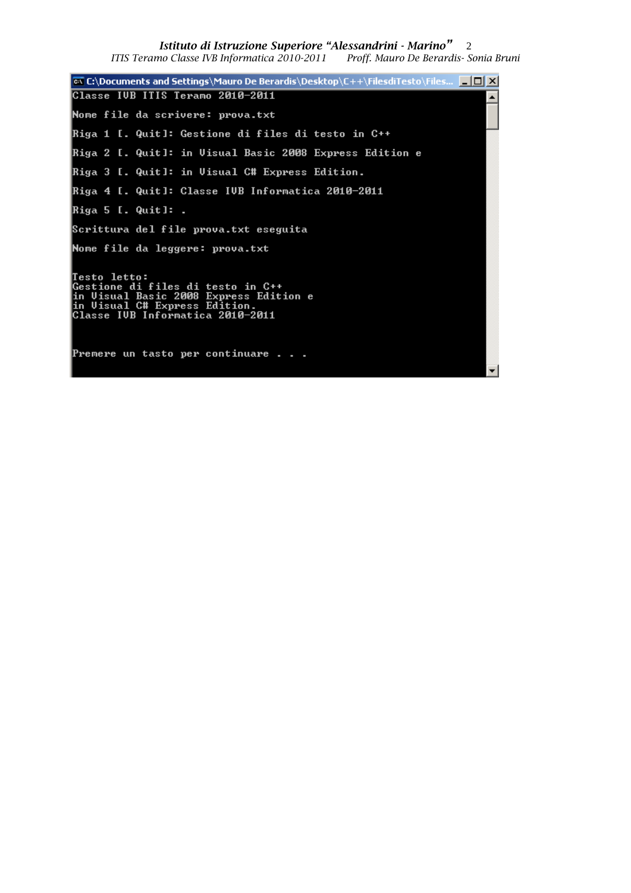```
C:\Documents and Settings\Mauro De Berardis\Desktop\C++\FilesdiTesto\Files...
Classe IVB ITIS Teramo 2010-2011

Nome file da scrivere: prova.txt

Riga 1 [. Quit]: Gestione di files di testo in C++

Riga 2 [. Quit]: in Visual Basic 2008 Express Edition e

Riga 3 [. Quit]: in Visual C# Express Edition.

Riga 4 [. Quit]: Classe IVB Informatica 2010-2011

Riga 5 [. Quit]: .

Scrittura del file prova.txt eseguita

Nome file da leggere: prova.txt


Testo letto:
Gestione di files di testo in C++
in Visual Basic 2008 Express Edition e
in Visual C# Express Edition.
Classe IVB Informatica 2010-2011



Premere un tasto per continuare . . .
```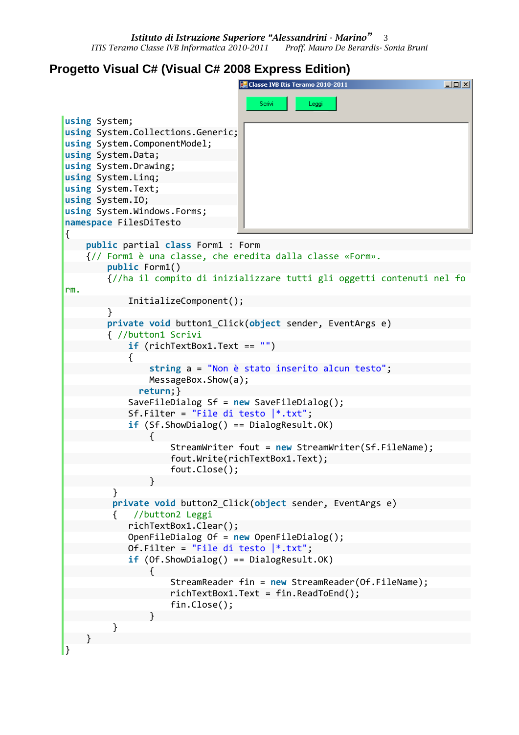# Progetto Visual C# (Visual C# 2008 Express Edition)

```
using System;
using System.Collections.Generic;
using System.ComponentModel;
using System.Data;
using System.Drawing;
using System.Linq;
using System.Text;
using System.IO;
using System.Windows.Forms;
namespace FilesDiTesto
{
    public partial class Form1 : Form
    {// Form1 è una classe, che eredita dalla classe «Form».
        public Form1()
        {//ha il compito di inizializzare tutti gli oggetti contenuti nel fo
rm.
            InitializeComponent();
        }
        private void button1_Click(object sender, EventArgs e)
        { //button1 Scrivi
            if (richTextBox1.Text == "")
            {
                string a = "Non è stato inserito alcun testo";
                MessageBox.Show(a);
              return;}
            SaveFileDialog Sf = new SaveFileDialog();
            Sf.Filter = "File di testo |*.txt";
            if (Sf.ShowDialog() == DialogResult.OK)
                {
                    StreamWriter fout = new StreamWriter(Sf.FileName);
                    fout.Write(richTextBox1.Text);
                    fout.Close();
                }
         }
         private void button2_Click(object sender, EventArgs e)
         {   //button2 Leggi
            richTextBox1.Clear();
            OpenFileDialog Of = new OpenFileDialog();
            Of.Filter = "File di testo |*.txt";
            if (Of.ShowDialog() == DialogResult.OK)
                {
                    StreamReader fin = new StreamReader(Of.FileName);
                    richTextBox1.Text = fin.ReadToEnd();
                    fin.Close();
                }
         }
    }
}
```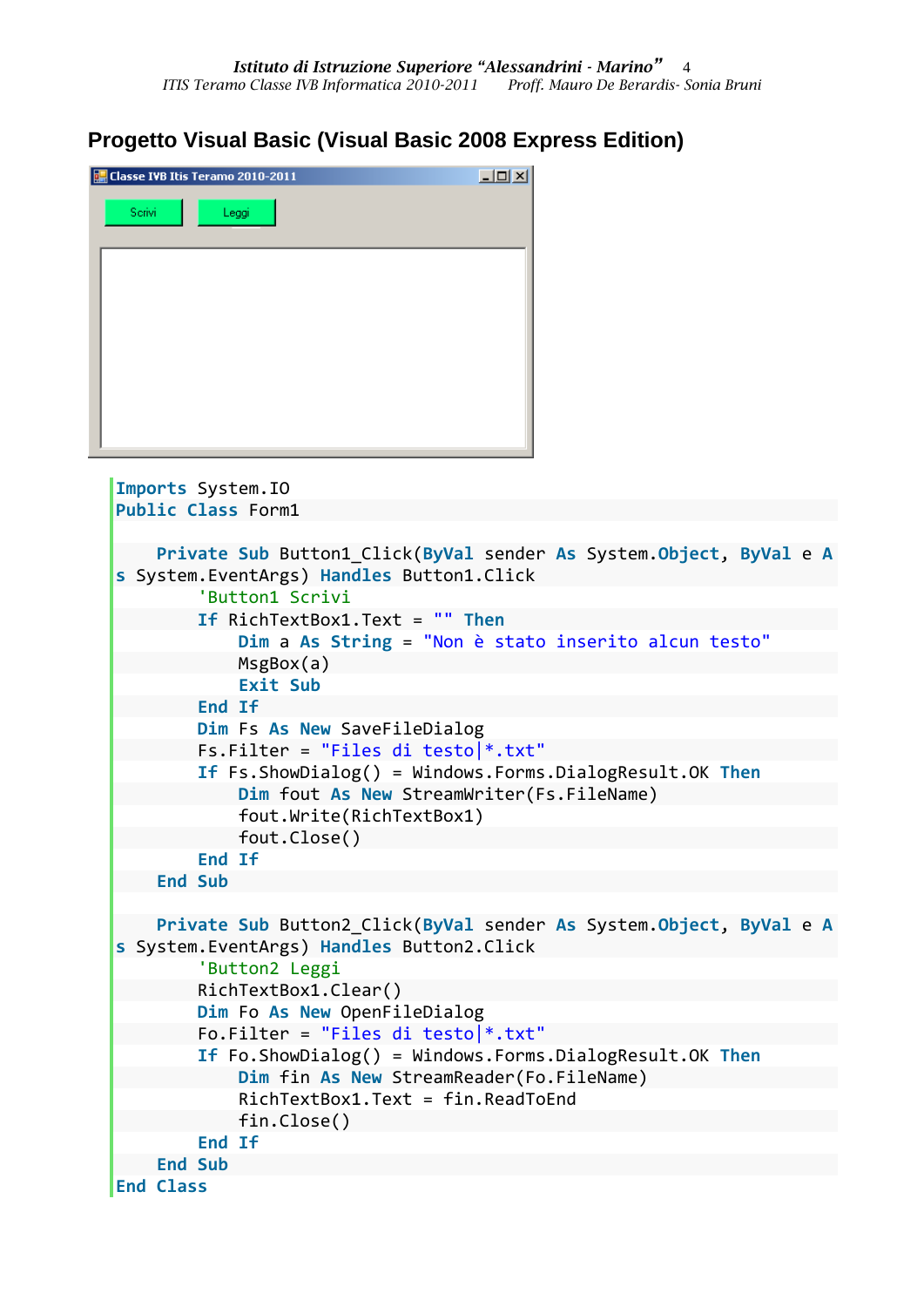## Progetto Visual Basic (Visual Basic 2008 Express Edition)

```
Imports System.IO
Public Class Form1

    Private Sub Button1_Click(ByVal sender As System.Object, ByVal e As System.EventArgs) Handles Button1.Click
        'Button1 Scrivi
        If RichTextBox1.Text = "" Then
            Dim a As String = "Non è stato inserito alcun testo"
            MsgBox(a)
            Exit Sub
        End If
        Dim Fs As New SaveFileDialog
        Fs.Filter = "Files di testo|*.txt"
        If Fs.ShowDialog() = Windows.Forms.DialogResult.OK Then
            Dim fout As New StreamWriter(Fs.FileName)
            fout.Write(RichTextBox1)
            fout.Close()
        End If
    End Sub

    Private Sub Button2_Click(ByVal sender As System.Object, ByVal e As System.EventArgs) Handles Button2.Click
        'Button2 Leggi
        RichTextBox1.Clear()
        Dim Fo As New OpenFileDialog
        Fo.Filter = "Files di testo|*.txt"
        If Fo.ShowDialog() = Windows.Forms.DialogResult.OK Then
            Dim fin As New StreamReader(Fo.FileName)
            RichTextBox1.Text = fin.ReadToEnd
            fin.Close()
        End If
    End Sub
End Class
```